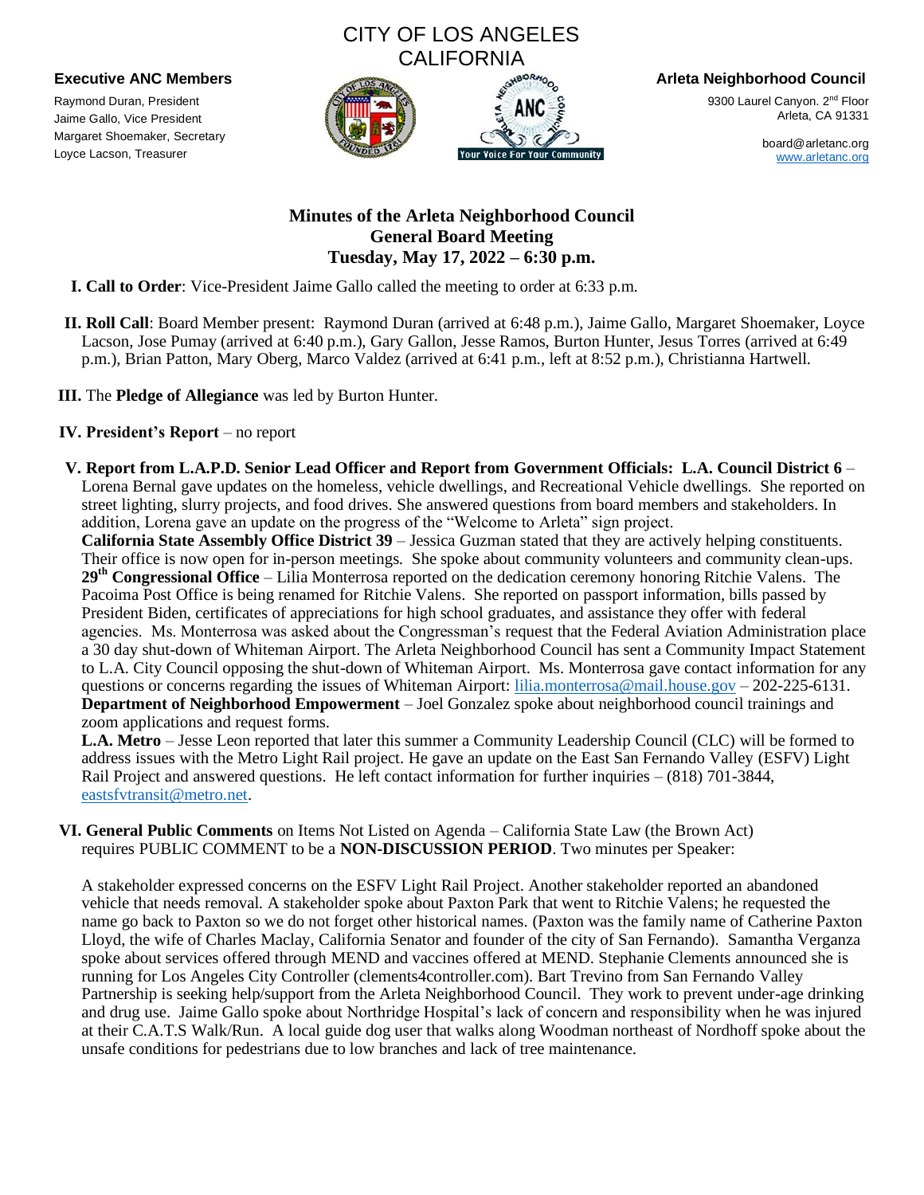CITY OF LOS ANGELES
CALIFORNIA

**Executive ANC Members**

Raymond Duran, President
Jaime Gallo, Vice President
Margaret Shoemaker, Secretary
Loyce Lacson, Treasurer

**Arleta Neighborhood Council**

9300 Laurel Canyon. 2nd Floor
Arleta, CA 91331

board@arletanc.org
www.arletanc.org

## Minutes of the Arleta Neighborhood Council
## General Board Meeting
## Tuesday, May 17, 2022 – 6:30 p.m.

**I. Call to Order**: Vice-President Jaime Gallo called the meeting to order at 6:33 p.m.

**II. Roll Call**: Board Member present: Raymond Duran (arrived at 6:48 p.m.), Jaime Gallo, Margaret Shoemaker, Loyce Lacson, Jose Pumay (arrived at 6:40 p.m.), Gary Gallon, Jesse Ramos, Burton Hunter, Jesus Torres (arrived at 6:49 p.m.), Brian Patton, Mary Oberg, Marco Valdez (arrived at 6:41 p.m., left at 8:52 p.m.), Christianna Hartwell.

**III.** The **Pledge of Allegiance** was led by Burton Hunter.

**IV. President's Report** – no report

**V. Report from L.A.P.D. Senior Lead Officer and Report from Government Officials: L.A. Council District 6** – Lorena Bernal gave updates on the homeless, vehicle dwellings, and Recreational Vehicle dwellings. She reported on street lighting, slurry projects, and food drives. She answered questions from board members and stakeholders. In addition, Lorena gave an update on the progress of the "Welcome to Arleta" sign project.

**California State Assembly Office District 39** – Jessica Guzman stated that they are actively helping constituents. Their office is now open for in-person meetings. She spoke about community volunteers and community clean-ups.

**29th Congressional Office** – Lilia Monterrosa reported on the dedication ceremony honoring Ritchie Valens. The Pacoima Post Office is being renamed for Ritchie Valens. She reported on passport information, bills passed by President Biden, certificates of appreciations for high school graduates, and assistance they offer with federal agencies. Ms. Monterrosa was asked about the Congressman's request that the Federal Aviation Administration place a 30 day shut-down of Whiteman Airport. The Arleta Neighborhood Council has sent a Community Impact Statement to L.A. City Council opposing the shut-down of Whiteman Airport. Ms. Monterrosa gave contact information for any questions or concerns regarding the issues of Whiteman Airport: lilia.monterrosa@mail.house.gov – 202-225-6131.

**Department of Neighborhood Empowerment** – Joel Gonzalez spoke about neighborhood council trainings and zoom applications and request forms.

**L.A. Metro** – Jesse Leon reported that later this summer a Community Leadership Council (CLC) will be formed to address issues with the Metro Light Rail project. He gave an update on the East San Fernando Valley (ESFV) Light Rail Project and answered questions. He left contact information for further inquiries – (818) 701-3844, eastsfvtransit@metro.net.

**VI. General Public Comments** on Items Not Listed on Agenda – California State Law (the Brown Act) requires PUBLIC COMMENT to be a **NON-DISCUSSION PERIOD**. Two minutes per Speaker:

A stakeholder expressed concerns on the ESFV Light Rail Project. Another stakeholder reported an abandoned vehicle that needs removal. A stakeholder spoke about Paxton Park that went to Ritchie Valens; he requested the name go back to Paxton so we do not forget other historical names. (Paxton was the family name of Catherine Paxton Lloyd, the wife of Charles Maclay, California Senator and founder of the city of San Fernando). Samantha Verganza spoke about services offered through MEND and vaccines offered at MEND. Stephanie Clements announced she is running for Los Angeles City Controller (clements4controller.com). Bart Trevino from San Fernando Valley Partnership is seeking help/support from the Arleta Neighborhood Council. They work to prevent under-age drinking and drug use. Jaime Gallo spoke about Northridge Hospital's lack of concern and responsibility when he was injured at their C.A.T.S Walk/Run. A local guide dog user that walks along Woodman northeast of Nordhoff spoke about the unsafe conditions for pedestrians due to low branches and lack of tree maintenance.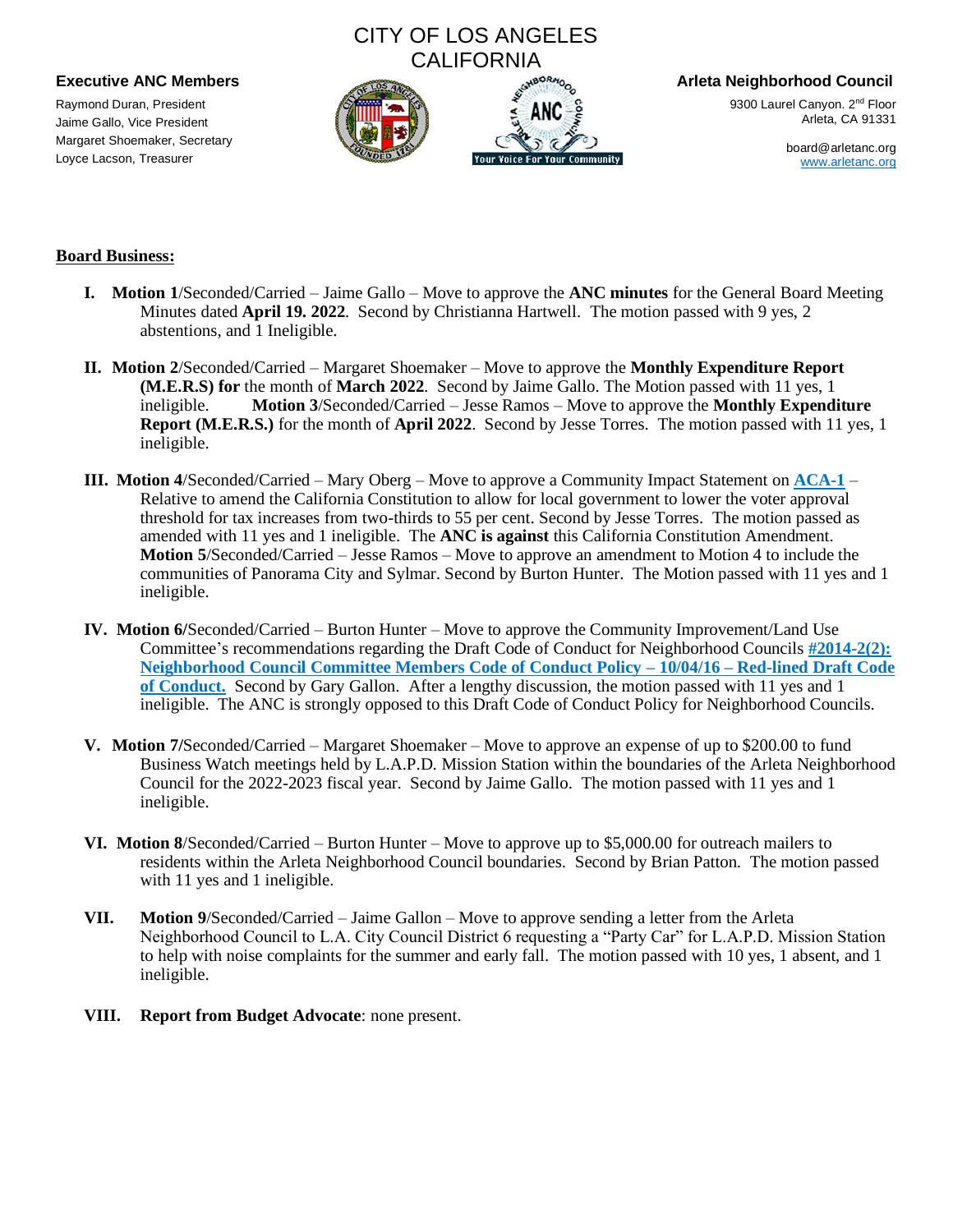CITY OF LOS ANGELES
CALIFORNIA

**Executive ANC Members**

Raymond Duran, President
Jaime Gallo, Vice President
Margaret Shoemaker, Secretary
Loyce Lacson, Treasurer

**Arleta Neighborhood Council**

9300 Laurel Canyon. 2nd Floor
Arleta, CA 91331

board@arletanc.org
www.arletanc.org

**Board Business:**

I. **Motion 1**/Seconded/Carried – Jaime Gallo – Move to approve the **ANC minutes** for the General Board Meeting Minutes dated **April 19. 2022**. Second by Christianna Hartwell. The motion passed with 9 yes, 2 abstentions, and 1 Ineligible.

II. **Motion 2**/Seconded/Carried – Margaret Shoemaker – Move to approve the **Monthly Expenditure Report (M.E.R.S) for** the month of **March 2022**. Second by Jaime Gallo. The Motion passed with 11 yes, 1 ineligible. **Motion 3**/Seconded/Carried – Jesse Ramos – Move to approve the **Monthly Expenditure Report (M.E.R.S.)** for the month of **April 2022**. Second by Jesse Torres. The motion passed with 11 yes, 1 ineligible.

III. **Motion 4**/Seconded/Carried – Mary Oberg – Move to approve a Community Impact Statement on **ACA-1** – Relative to amend the California Constitution to allow for local government to lower the voter approval threshold for tax increases from two-thirds to 55 per cent. Second by Jesse Torres. The motion passed as amended with 11 yes and 1 ineligible. The **ANC is against** this California Constitution Amendment. **Motion 5**/Seconded/Carried – Jesse Ramos – Move to approve an amendment to Motion 4 to include the communities of Panorama City and Sylmar. Second by Burton Hunter. The Motion passed with 11 yes and 1 ineligible.

IV. **Motion 6/**Seconded/Carried – Burton Hunter – Move to approve the Community Improvement/Land Use Committee's recommendations regarding the Draft Code of Conduct for Neighborhood Councils **#2014-2(2): Neighborhood Council Committee Members Code of Conduct Policy – 10/04/16 – Red-lined Draft Code of Conduct.** Second by Gary Gallon. After a lengthy discussion, the motion passed with 11 yes and 1 ineligible. The ANC is strongly opposed to this Draft Code of Conduct Policy for Neighborhood Councils.

V. **Motion 7/**Seconded/Carried – Margaret Shoemaker – Move to approve an expense of up to $200.00 to fund Business Watch meetings held by L.A.P.D. Mission Station within the boundaries of the Arleta Neighborhood Council for the 2022-2023 fiscal year. Second by Jaime Gallo. The motion passed with 11 yes and 1 ineligible.

VI. **Motion 8**/Seconded/Carried – Burton Hunter – Move to approve up to $5,000.00 for outreach mailers to residents within the Arleta Neighborhood Council boundaries. Second by Brian Patton. The motion passed with 11 yes and 1 ineligible.

VII. **Motion 9**/Seconded/Carried – Jaime Gallon – Move to approve sending a letter from the Arleta Neighborhood Council to L.A. City Council District 6 requesting a "Party Car" for L.A.P.D. Mission Station to help with noise complaints for the summer and early fall. The motion passed with 10 yes, 1 absent, and 1 ineligible.

VIII. **Report from Budget Advocate**: none present.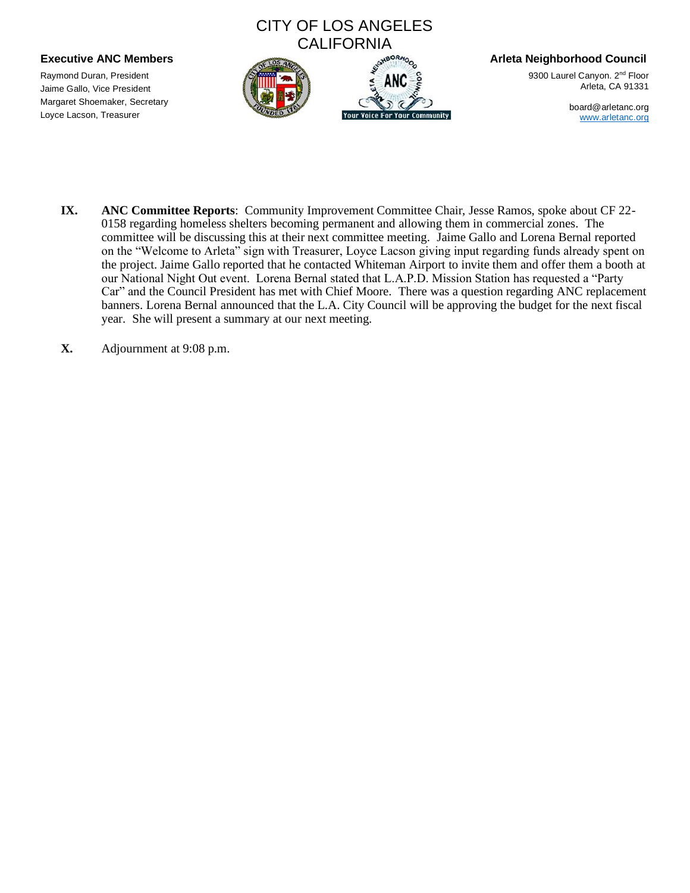CITY OF LOS ANGELES
CALIFORNIA

**Executive ANC Members**

Raymond Duran, President
Jaime Gallo, Vice President
Margaret Shoemaker, Secretary
Loyce Lacson, Treasurer

**Arleta Neighborhood Council**

9300 Laurel Canyon. 2nd Floor
Arleta, CA 91331

board@arletanc.org
www.arletanc.org

**IX.** **ANC Committee Reports**: Community Improvement Committee Chair, Jesse Ramos, spoke about CF 22-0158 regarding homeless shelters becoming permanent and allowing them in commercial zones. The committee will be discussing this at their next committee meeting. Jaime Gallo and Lorena Bernal reported on the "Welcome to Arleta" sign with Treasurer, Loyce Lacson giving input regarding funds already spent on the project. Jaime Gallo reported that he contacted Whiteman Airport to invite them and offer them a booth at our National Night Out event. Lorena Bernal stated that L.A.P.D. Mission Station has requested a "Party Car" and the Council President has met with Chief Moore. There was a question regarding ANC replacement banners. Lorena Bernal announced that the L.A. City Council will be approving the budget for the next fiscal year. She will present a summary at our next meeting.

**X.** Adjournment at 9:08 p.m.